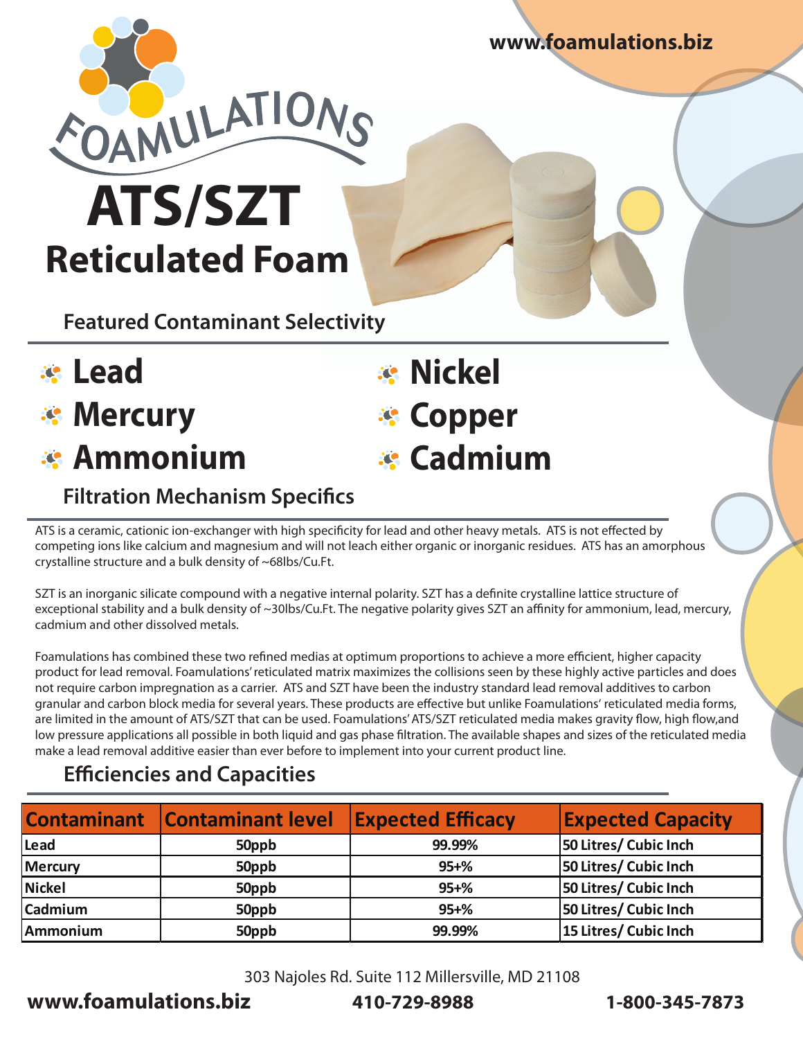www.foamulations.biz

# FOAMULATIONS

# ATS/SZT
## Reticulated Foam

### Featured Contaminant Selectivity

- Lead
- Mercury
- Ammonium
- Nickel
- Copper
- Cadmium

### Filtration Mechanism Specifics

ATS is a ceramic, cationic ion-exchanger with high specificity for lead and other heavy metals. ATS is not effected by competing ions like calcium and magnesium and will not leach either organic or inorganic residues. ATS has an amorphous crystalline structure and a bulk density of ~68lbs/Cu.Ft.

SZT is an inorganic silicate compound with a negative internal polarity. SZT has a definite crystalline lattice structure of exceptional stability and a bulk density of ~30lbs/Cu.Ft. The negative polarity gives SZT an affinity for ammonium, lead, mercury, cadmium and other dissolved metals.

Foamulations has combined these two refined medias at optimum proportions to achieve a more efficient, higher capacity product for lead removal. Foamulations' reticulated matrix maximizes the collisions seen by these highly active particles and does not require carbon impregnation as a carrier. ATS and SZT have been the industry standard lead removal additives to carbon granular and carbon block media for several years. These products are effective but unlike Foamulations' reticulated media forms, are limited in the amount of ATS/SZT that can be used. Foamulations' ATS/SZT reticulated media makes gravity flow, high flow,and low pressure applications all possible in both liquid and gas phase filtration. The available shapes and sizes of the reticulated media make a lead removal additive easier than ever before to implement into your current product line.

### Efficiencies and Capacities

| Contaminant | Contaminant level | Expected Efficacy | Expected Capacity |
|---|---|---|---|
| Lead | 50ppb | 99.99% | 50 Litres/ Cubic Inch |
| Mercury | 50ppb | 95+% | 50 Litres/ Cubic Inch |
| Nickel | 50ppb | 95+% | 50 Litres/ Cubic Inch |
| Cadmium | 50ppb | 95+% | 50 Litres/ Cubic Inch |
| Ammonium | 50ppb | 99.99% | 15 Litres/ Cubic Inch |

303 Najoles Rd. Suite 112 Millersville, MD 21108

**www.foamulations.biz** **410-729-8988** **1-800-345-7873**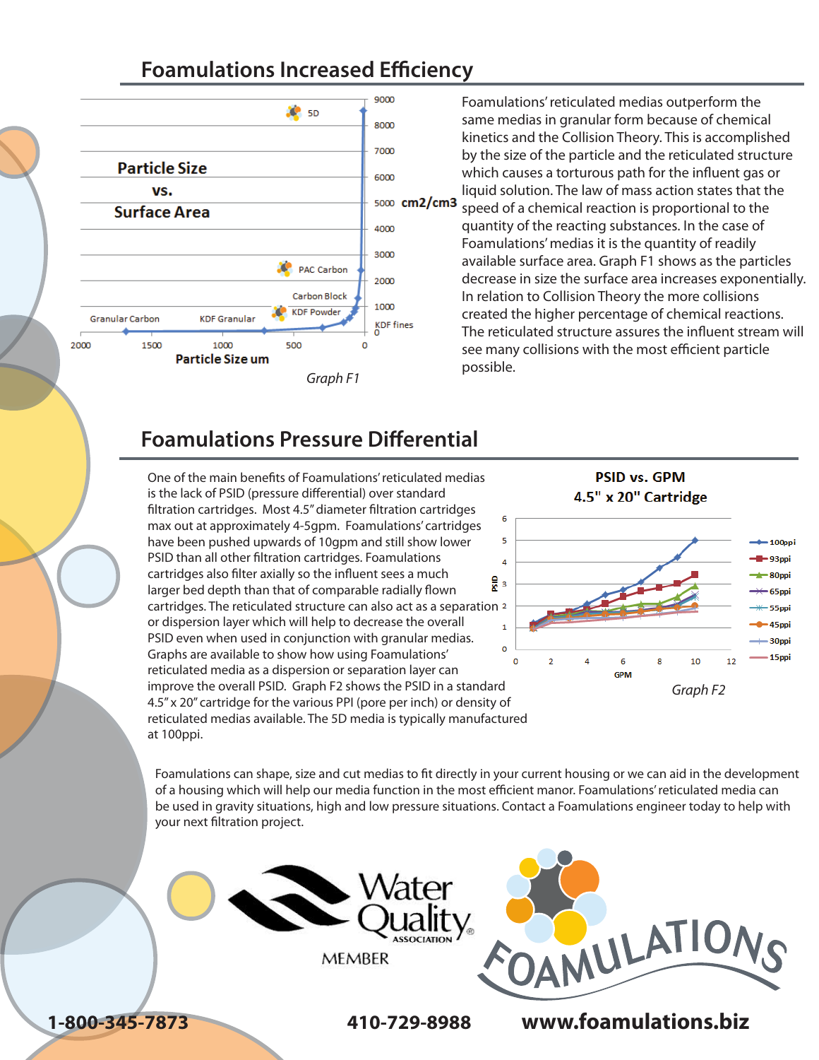## Foamulations Increased Efficiency

Particle Size
vs.
Surface Area

5D
PAC Carbon
Carbon Block
KDF Powder
Granular Carbon
KDF Granular
KDF fines

9000
8000
7000
6000
5000 cm2/cm3
4000
3000
2000
1000
0

2000 1500 1000 500 0
Particle Size um

*Graph F1*

Foamulations' reticulated medias outperform the same medias in granular form because of chemical kinetics and the Collision Theory. This is accomplished by the size of the particle and the reticulated structure which causes a torturous path for the influent gas or liquid solution. The law of mass action states that the speed of a chemical reaction is proportional to the quantity of the reacting substances. In the case of Foamulations' medias it is the quantity of readily available surface area. Graph F1 shows as the particles decrease in size the surface area increases exponentially. In relation to Collision Theory the more collisions created the higher percentage of chemical reactions. The reticulated structure assures the influent stream will see many collisions with the most efficient particle possible.

## Foamulations Pressure Differential

One of the main benefits of Foamulations' reticulated medias is the lack of PSID (pressure differential) over standard filtration cartridges. Most 4.5" diameter filtration cartridges max out at approximately 4-5gpm. Foamulations' cartridges have been pushed upwards of 10gpm and still show lower PSID than all other filtration cartridges. Foamulations cartridges also filter axially so the influent sees a much larger bed depth than that of comparable radially flown cartridges. The reticulated structure can also act as a separation or dispersion layer which will help to decrease the overall PSID even when used in conjunction with granular medias. Graphs are available to show how using Foamulations' reticulated media as a dispersion or separation layer can improve the overall PSID. Graph F2 shows the PSID in a standard 4.5" x 20" cartridge for the various PPI (pore per inch) or density of reticulated medias available. The 5D media is typically manufactured at 100ppi.

**PSID vs. GPM**
**4.5" x 20" Cartridge**

PSID
6
5
4
3
2
1
0

0 2 4 6 8 10 12
GPM

100ppi
93ppi
80ppi
65ppi
55ppi
45ppi
30ppi
15ppi

*Graph F2*

Foamulations can shape, size and cut medias to fit directly in your current housing or we can aid in the development of a housing which will help our media function in the most efficient manor. Foamulations' reticulated media can be used in gravity situations, high and low pressure situations. Contact a Foamulations engineer today to help with your next filtration project.

Water Quality Association
MEMBER

FOAMULATIONS

1-800-345-7873 410-729-8988 www.foamulations.biz